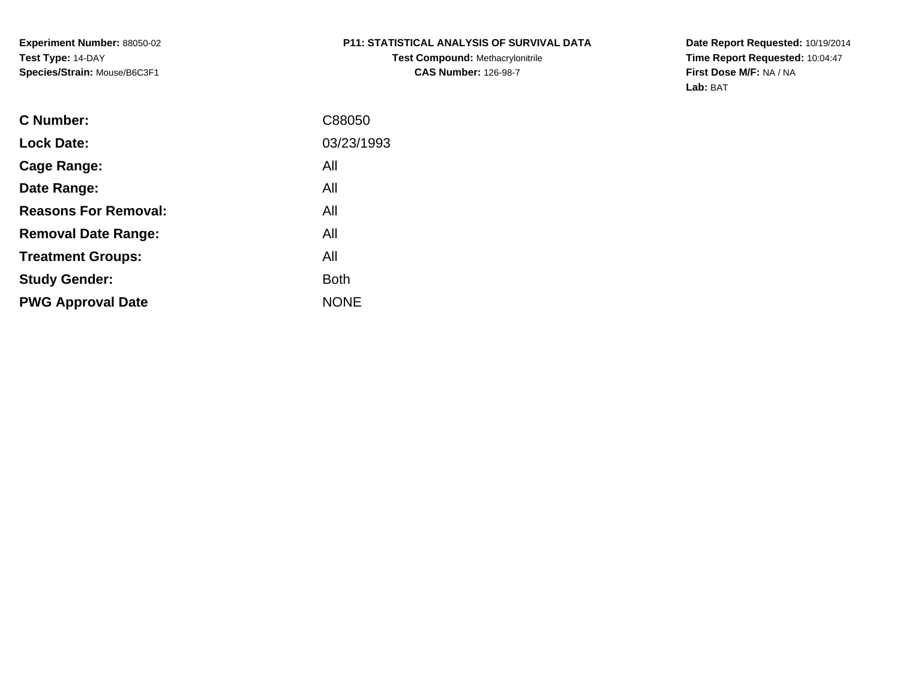**Experiment Number:** 88050-02
**Test Type:** 14-DAY
**Species/Strain:** Mouse/B6C3F1

**P11: STATISTICAL ANALYSIS OF SURVIVAL DATA**
**Test Compound:** Methacrylonitrile
**CAS Number:** 126-98-7

**Date Report Requested:** 10/19/2014
**Time Report Requested:** 10:04:47
**First Dose M/F:** NA / NA
**Lab:** BAT

| | |
|---|---|
| **C Number:** | C88050 |
| **Lock Date:** | 03/23/1993 |
| **Cage Range:** | All |
| **Date Range:** | All |
| **Reasons For Removal:** | All |
| **Removal Date Range:** | All |
| **Treatment Groups:** | All |
| **Study Gender:** | Both |
| **PWG Approval Date** | NONE |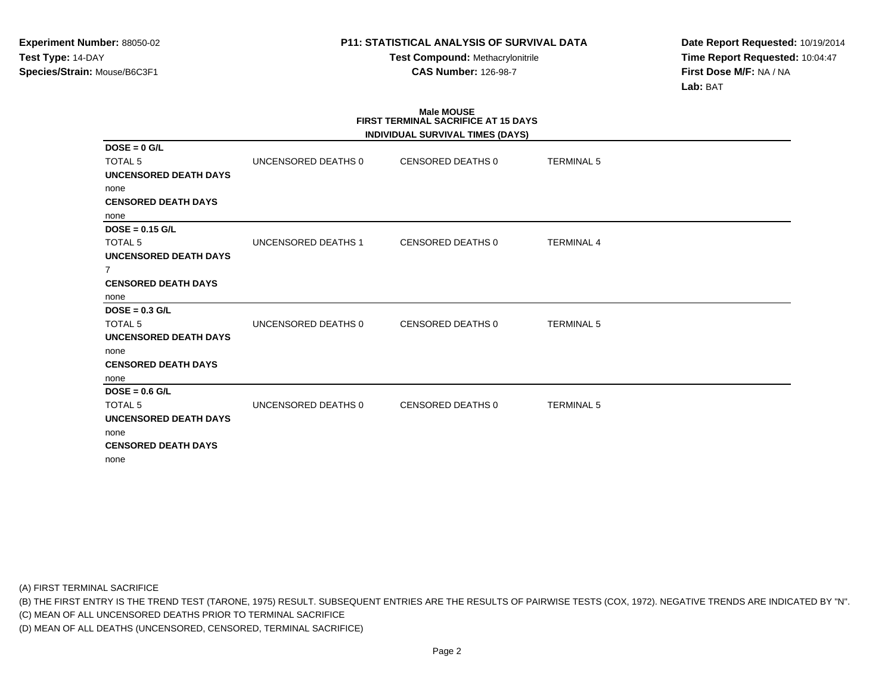**Experiment Number:** 88050-02
**Test Type:** 14-DAY
**Species/Strain:** Mouse/B6C3F1

**P11: STATISTICAL ANALYSIS OF SURVIVAL DATA**
**Test Compound:** Methacrylonitrile
**CAS Number:** 126-98-7

**Date Report Requested:** 10/19/2014
**Time Report Requested:** 10:04:47
**First Dose M/F:** NA / NA
**Lab:** BAT

**Male MOUSE**
**FIRST TERMINAL SACRIFICE AT 15 DAYS**
**INDIVIDUAL SURVIVAL TIMES (DAYS)**

**DOSE = 0 G/L**

| TOTAL 5 | UNCENSORED DEATHS 0 | CENSORED DEATHS 0 | TERMINAL 5 |
|---|---|---|---|

**UNCENSORED DEATH DAYS**
none
**CENSORED DEATH DAYS**
none

**DOSE = 0.15 G/L**

| TOTAL 5 | UNCENSORED DEATHS 1 | CENSORED DEATHS 0 | TERMINAL 4 |
|---|---|---|---|

**UNCENSORED DEATH DAYS**
7
**CENSORED DEATH DAYS**
none

**DOSE = 0.3 G/L**

| TOTAL 5 | UNCENSORED DEATHS 0 | CENSORED DEATHS 0 | TERMINAL 5 |
|---|---|---|---|

**UNCENSORED DEATH DAYS**
none
**CENSORED DEATH DAYS**
none

**DOSE = 0.6 G/L**

| TOTAL 5 | UNCENSORED DEATHS 0 | CENSORED DEATHS 0 | TERMINAL 5 |
|---|---|---|---|

**UNCENSORED DEATH DAYS**
none
**CENSORED DEATH DAYS**
none

(A) FIRST TERMINAL SACRIFICE
(B) THE FIRST ENTRY IS THE TREND TEST (TARONE, 1975) RESULT. SUBSEQUENT ENTRIES ARE THE RESULTS OF PAIRWISE TESTS (COX, 1972). NEGATIVE TRENDS ARE INDICATED BY "N".
(C) MEAN OF ALL UNCENSORED DEATHS PRIOR TO TERMINAL SACRIFICE
(D) MEAN OF ALL DEATHS (UNCENSORED, CENSORED, TERMINAL SACRIFICE)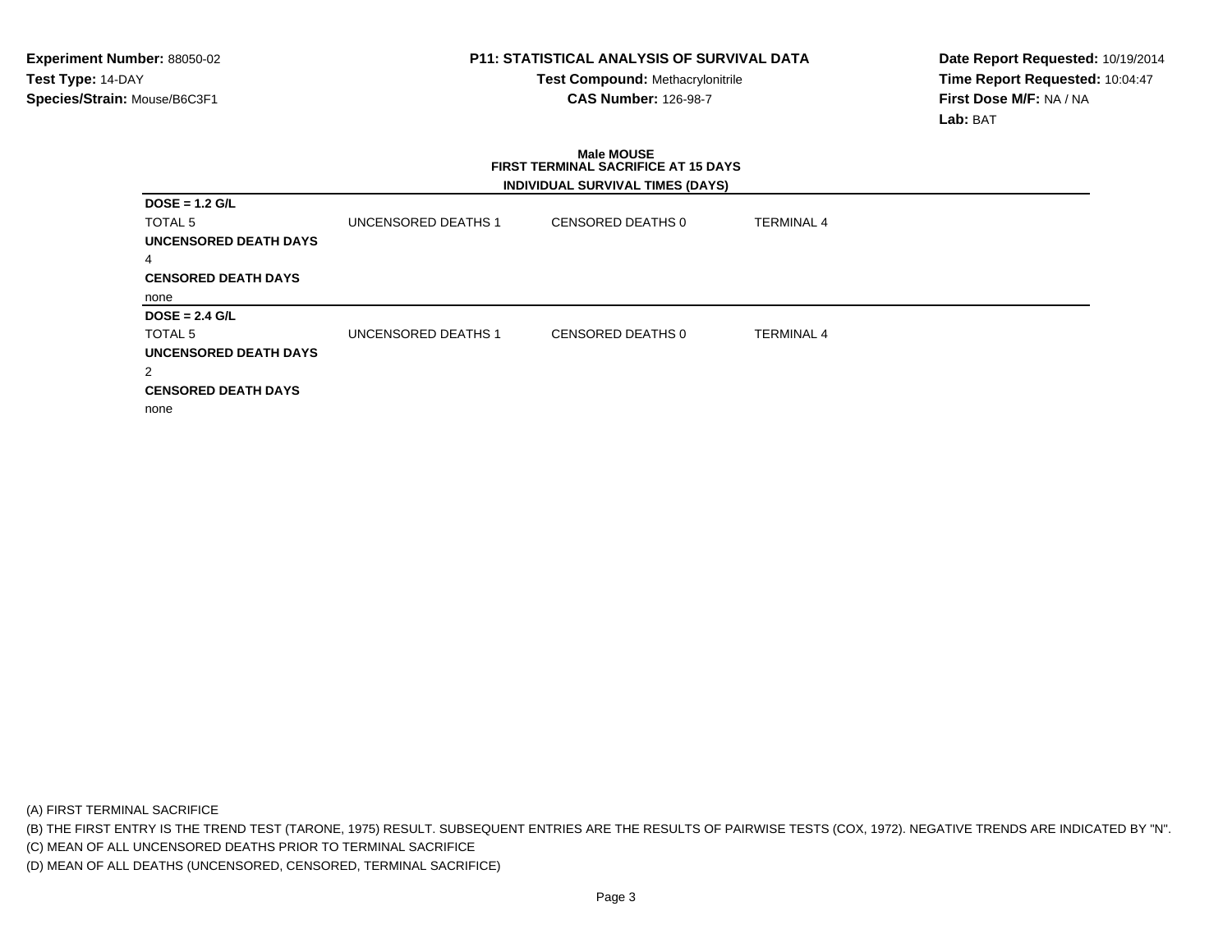**Experiment Number:** 88050-02
**Test Type:** 14-DAY
**Species/Strain:** Mouse/B6C3F1

**P11: STATISTICAL ANALYSIS OF SURVIVAL DATA**
**Test Compound:** Methacrylonitrile
**CAS Number:** 126-98-7

**Date Report Requested:** 10/19/2014
**Time Report Requested:** 10:04:47
**First Dose M/F:** NA / NA
**Lab:** BAT

**Male MOUSE**
**FIRST TERMINAL SACRIFICE AT 15 DAYS**

**INDIVIDUAL SURVIVAL TIMES (DAYS)**

**DOSE = 1.2 G/L**

| TOTAL 5 | UNCENSORED DEATHS 1 | CENSORED DEATHS 0 | TERMINAL 4 |
|---|---|---|---|

**UNCENSORED DEATH DAYS**

4

**CENSORED DEATH DAYS**

none

**DOSE = 2.4 G/L**

| TOTAL 5 | UNCENSORED DEATHS 1 | CENSORED DEATHS 0 | TERMINAL 4 |
|---|---|---|---|

**UNCENSORED DEATH DAYS**

2

**CENSORED DEATH DAYS**

none

(A) FIRST TERMINAL SACRIFICE
(B) THE FIRST ENTRY IS THE TREND TEST (TARONE, 1975) RESULT. SUBSEQUENT ENTRIES ARE THE RESULTS OF PAIRWISE TESTS (COX, 1972). NEGATIVE TRENDS ARE INDICATED BY "N".
(C) MEAN OF ALL UNCENSORED DEATHS PRIOR TO TERMINAL SACRIFICE
(D) MEAN OF ALL DEATHS (UNCENSORED, CENSORED, TERMINAL SACRIFICE)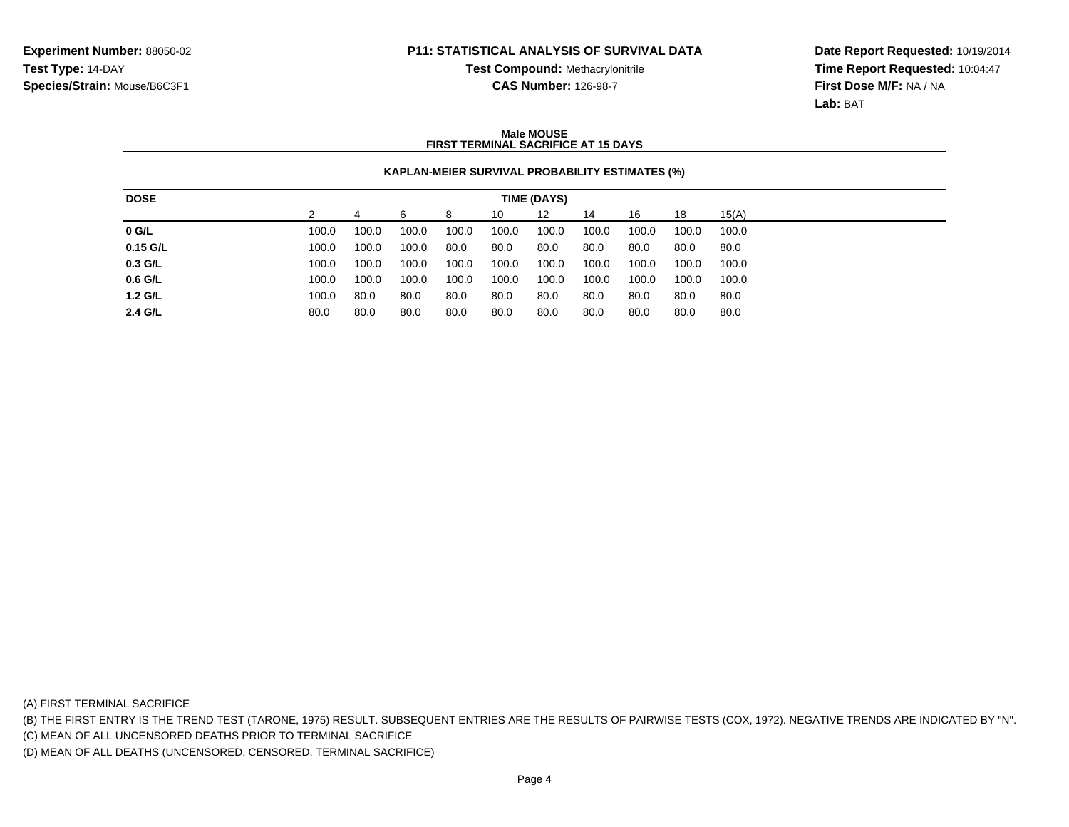**Experiment Number:** 88050-02
**Test Type:** 14-DAY
**Species/Strain:** Mouse/B6C3F1

**P11: STATISTICAL ANALYSIS OF SURVIVAL DATA**
**Test Compound:** Methacrylonitrile
**CAS Number:** 126-98-7

**Date Report Requested:** 10/19/2014
**Time Report Requested:** 10:04:47
**First Dose M/F:** NA / NA
**Lab:** BAT

**Male MOUSE**
**FIRST TERMINAL SACRIFICE AT 15 DAYS**

**KAPLAN-MEIER SURVIVAL PROBABILITY ESTIMATES (%)**

| DOSE | TIME (DAYS) | | | | | | | | | |
|---|---|---|---|---|---|---|---|---|---|---|
| | 2 | 4 | 6 | 8 | 10 | 12 | 14 | 16 | 18 | 15(A) |
| **0 G/L** | 100.0 | 100.0 | 100.0 | 100.0 | 100.0 | 100.0 | 100.0 | 100.0 | 100.0 | 100.0 |
| **0.15 G/L** | 100.0 | 100.0 | 100.0 | 80.0 | 80.0 | 80.0 | 80.0 | 80.0 | 80.0 | 80.0 |
| **0.3 G/L** | 100.0 | 100.0 | 100.0 | 100.0 | 100.0 | 100.0 | 100.0 | 100.0 | 100.0 | 100.0 |
| **0.6 G/L** | 100.0 | 100.0 | 100.0 | 100.0 | 100.0 | 100.0 | 100.0 | 100.0 | 100.0 | 100.0 |
| **1.2 G/L** | 100.0 | 80.0 | 80.0 | 80.0 | 80.0 | 80.0 | 80.0 | 80.0 | 80.0 | 80.0 |
| **2.4 G/L** | 80.0 | 80.0 | 80.0 | 80.0 | 80.0 | 80.0 | 80.0 | 80.0 | 80.0 | 80.0 |

(A) FIRST TERMINAL SACRIFICE
(B) THE FIRST ENTRY IS THE TREND TEST (TARONE, 1975) RESULT. SUBSEQUENT ENTRIES ARE THE RESULTS OF PAIRWISE TESTS (COX, 1972). NEGATIVE TRENDS ARE INDICATED BY "N".
(C) MEAN OF ALL UNCENSORED DEATHS PRIOR TO TERMINAL SACRIFICE
(D) MEAN OF ALL DEATHS (UNCENSORED, CENSORED, TERMINAL SACRIFICE)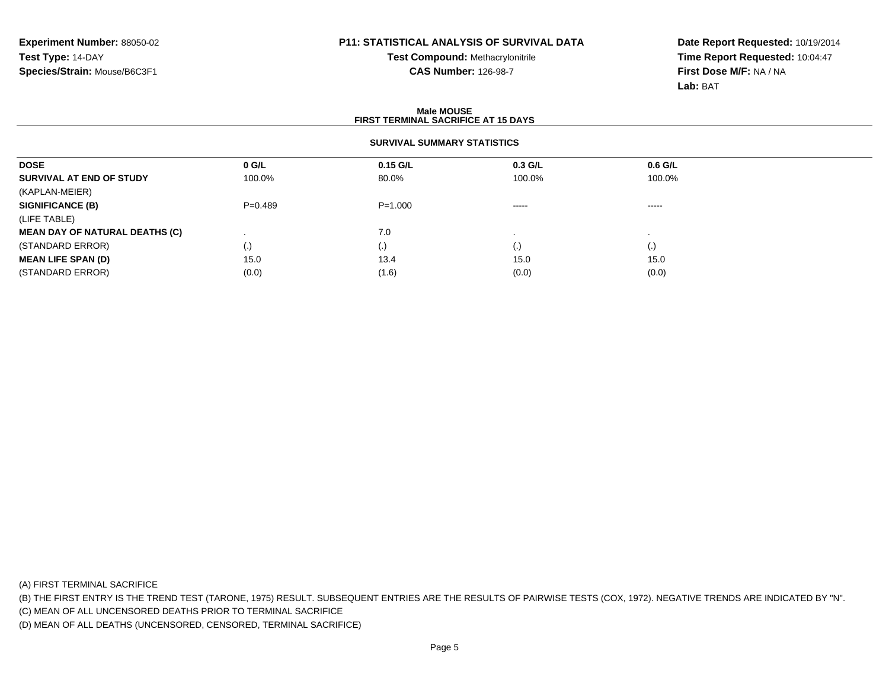**Experiment Number:** 88050-02
**Test Type:** 14-DAY
**Species/Strain:** Mouse/B6C3F1

**P11: STATISTICAL ANALYSIS OF SURVIVAL DATA**
**Test Compound:** Methacrylonitrile
**CAS Number:** 126-98-7

**Date Report Requested:** 10/19/2014
**Time Report Requested:** 10:04:47
**First Dose M/F:** NA / NA
**Lab:** BAT

## Male MOUSE
## FIRST TERMINAL SACRIFICE AT 15 DAYS

### SURVIVAL SUMMARY STATISTICS

| DOSE | 0 G/L | 0.15 G/L | 0.3 G/L | 0.6 G/L |
|---|---|---|---|---|
| **SURVIVAL AT END OF STUDY** | 100.0% | 80.0% | 100.0% | 100.0% |
| (KAPLAN-MEIER) | | | | |
| **SIGNIFICANCE (B)** | P=0.489 | P=1.000 | ----- | ----- |
| (LIFE TABLE) | | | | |
| **MEAN DAY OF NATURAL DEATHS (C)** | . | 7.0 | . | . |
| (STANDARD ERROR) | (.) | (.) | (.) | (.) |
| **MEAN LIFE SPAN (D)** | 15.0 | 13.4 | 15.0 | 15.0 |
| (STANDARD ERROR) | (0.0) | (1.6) | (0.0) | (0.0) |

(A) FIRST TERMINAL SACRIFICE
(B) THE FIRST ENTRY IS THE TREND TEST (TARONE, 1975) RESULT. SUBSEQUENT ENTRIES ARE THE RESULTS OF PAIRWISE TESTS (COX, 1972). NEGATIVE TRENDS ARE INDICATED BY "N".
(C) MEAN OF ALL UNCENSORED DEATHS PRIOR TO TERMINAL SACRIFICE
(D) MEAN OF ALL DEATHS (UNCENSORED, CENSORED, TERMINAL SACRIFICE)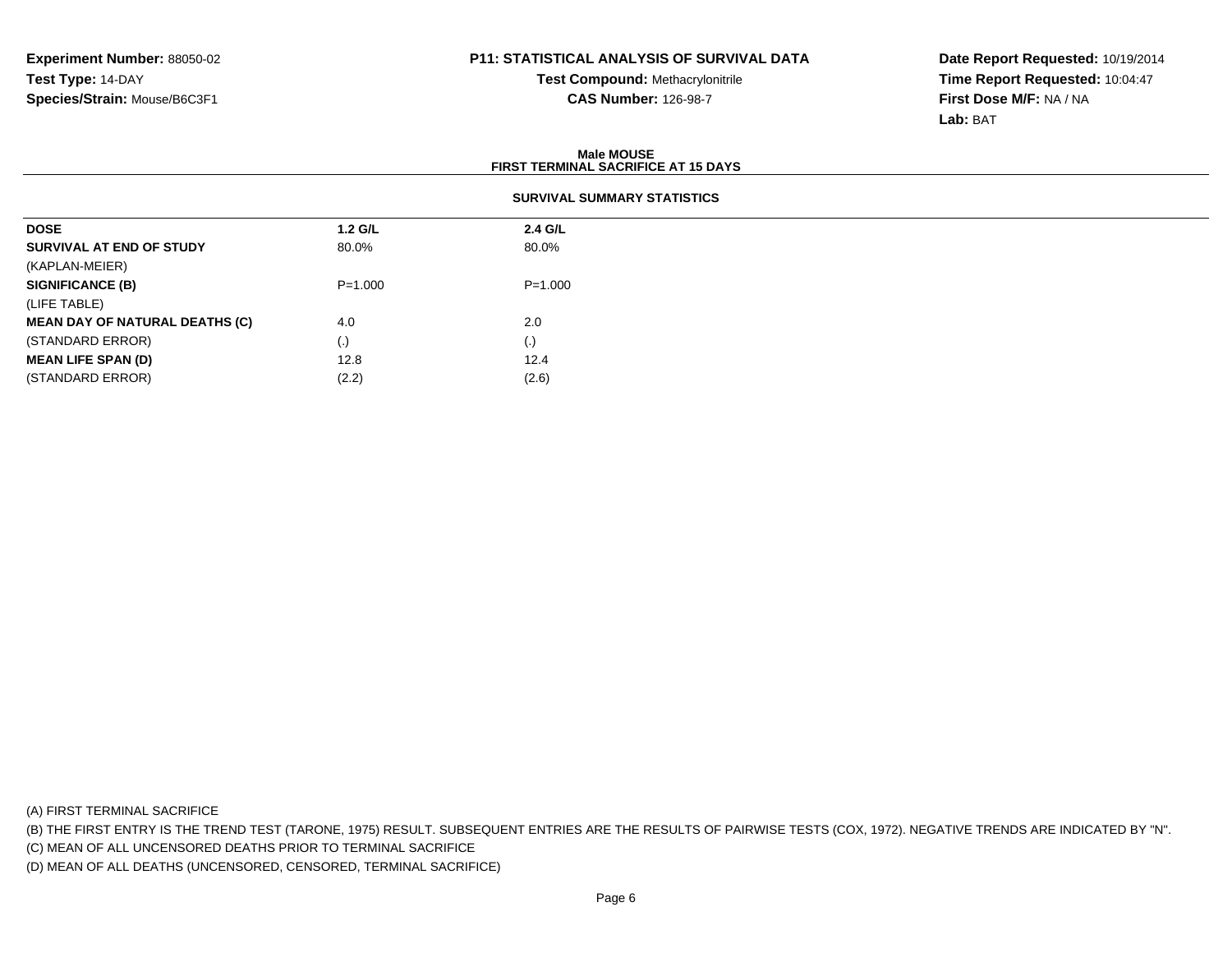**Experiment Number:** 88050-02
**Test Type:** 14-DAY
**Species/Strain:** Mouse/B6C3F1

**P11: STATISTICAL ANALYSIS OF SURVIVAL DATA**
**Test Compound:** Methacrylonitrile
**CAS Number:** 126-98-7

**Date Report Requested:** 10/19/2014
**Time Report Requested:** 10:04:47
**First Dose M/F:** NA / NA
**Lab:** BAT

**Male MOUSE**
**FIRST TERMINAL SACRIFICE AT 15 DAYS**

**SURVIVAL SUMMARY STATISTICS**

| **DOSE** | **1.2 G/L** | **2.4 G/L** |
|---|---|---|
| **SURVIVAL AT END OF STUDY** | 80.0% | 80.0% |
| (KAPLAN-MEIER) | | |
| **SIGNIFICANCE (B)** | P=1.000 | P=1.000 |
| (LIFE TABLE) | | |
| **MEAN DAY OF NATURAL DEATHS (C)** | 4.0 | 2.0 |
| (STANDARD ERROR) | (.) | (.) |
| **MEAN LIFE SPAN (D)** | 12.8 | 12.4 |
| (STANDARD ERROR) | (2.2) | (2.6) |

(A) FIRST TERMINAL SACRIFICE

(B) THE FIRST ENTRY IS THE TREND TEST (TARONE, 1975) RESULT. SUBSEQUENT ENTRIES ARE THE RESULTS OF PAIRWISE TESTS (COX, 1972). NEGATIVE TRENDS ARE INDICATED BY "N".

(C) MEAN OF ALL UNCENSORED DEATHS PRIOR TO TERMINAL SACRIFICE

(D) MEAN OF ALL DEATHS (UNCENSORED, CENSORED, TERMINAL SACRIFICE)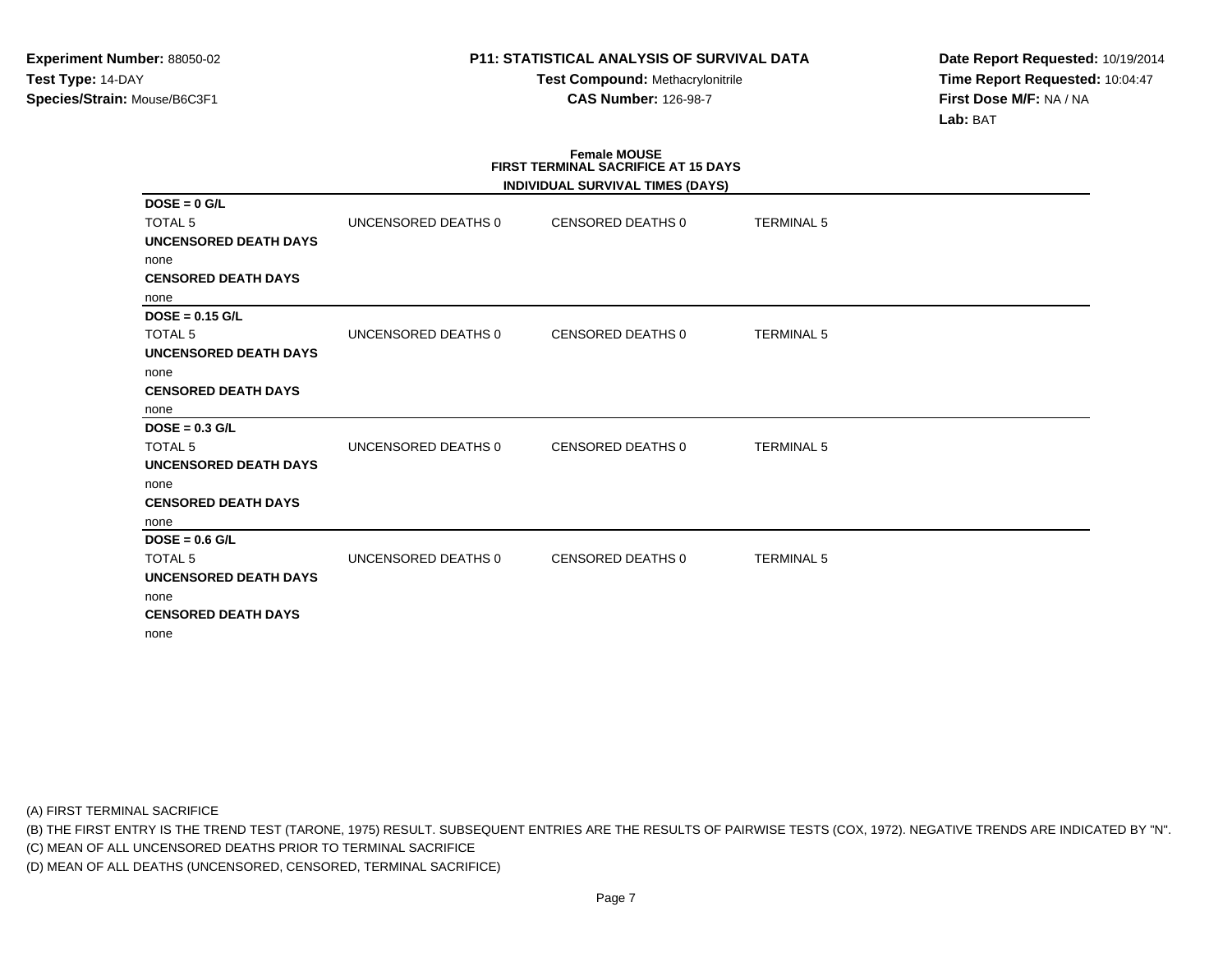**Experiment Number:** 88050-02
**Test Type:** 14-DAY
**Species/Strain:** Mouse/B6C3F1

**P11: STATISTICAL ANALYSIS OF SURVIVAL DATA**
**Test Compound:** Methacrylonitrile
**CAS Number:** 126-98-7

**Date Report Requested:** 10/19/2014
**Time Report Requested:** 10:04:47
**First Dose M/F:** NA / NA
**Lab:** BAT

**Female MOUSE**
**FIRST TERMINAL SACRIFICE AT 15 DAYS**
**INDIVIDUAL SURVIVAL TIMES (DAYS)**

**DOSE = 0 G/L**

| TOTAL 5 | UNCENSORED DEATHS 0 | CENSORED DEATHS 0 | TERMINAL 5 |
|---|---|---|---|

**UNCENSORED DEATH DAYS**
none
**CENSORED DEATH DAYS**
none

**DOSE = 0.15 G/L**

| TOTAL 5 | UNCENSORED DEATHS 0 | CENSORED DEATHS 0 | TERMINAL 5 |
|---|---|---|---|

**UNCENSORED DEATH DAYS**
none
**CENSORED DEATH DAYS**
none

**DOSE = 0.3 G/L**

| TOTAL 5 | UNCENSORED DEATHS 0 | CENSORED DEATHS 0 | TERMINAL 5 |
|---|---|---|---|

**UNCENSORED DEATH DAYS**
none
**CENSORED DEATH DAYS**
none

**DOSE = 0.6 G/L**

| TOTAL 5 | UNCENSORED DEATHS 0 | CENSORED DEATHS 0 | TERMINAL 5 |
|---|---|---|---|

**UNCENSORED DEATH DAYS**
none
**CENSORED DEATH DAYS**
none

(A) FIRST TERMINAL SACRIFICE
(B) THE FIRST ENTRY IS THE TREND TEST (TARONE, 1975) RESULT. SUBSEQUENT ENTRIES ARE THE RESULTS OF PAIRWISE TESTS (COX, 1972). NEGATIVE TRENDS ARE INDICATED BY "N".
(C) MEAN OF ALL UNCENSORED DEATHS PRIOR TO TERMINAL SACRIFICE
(D) MEAN OF ALL DEATHS (UNCENSORED, CENSORED, TERMINAL SACRIFICE)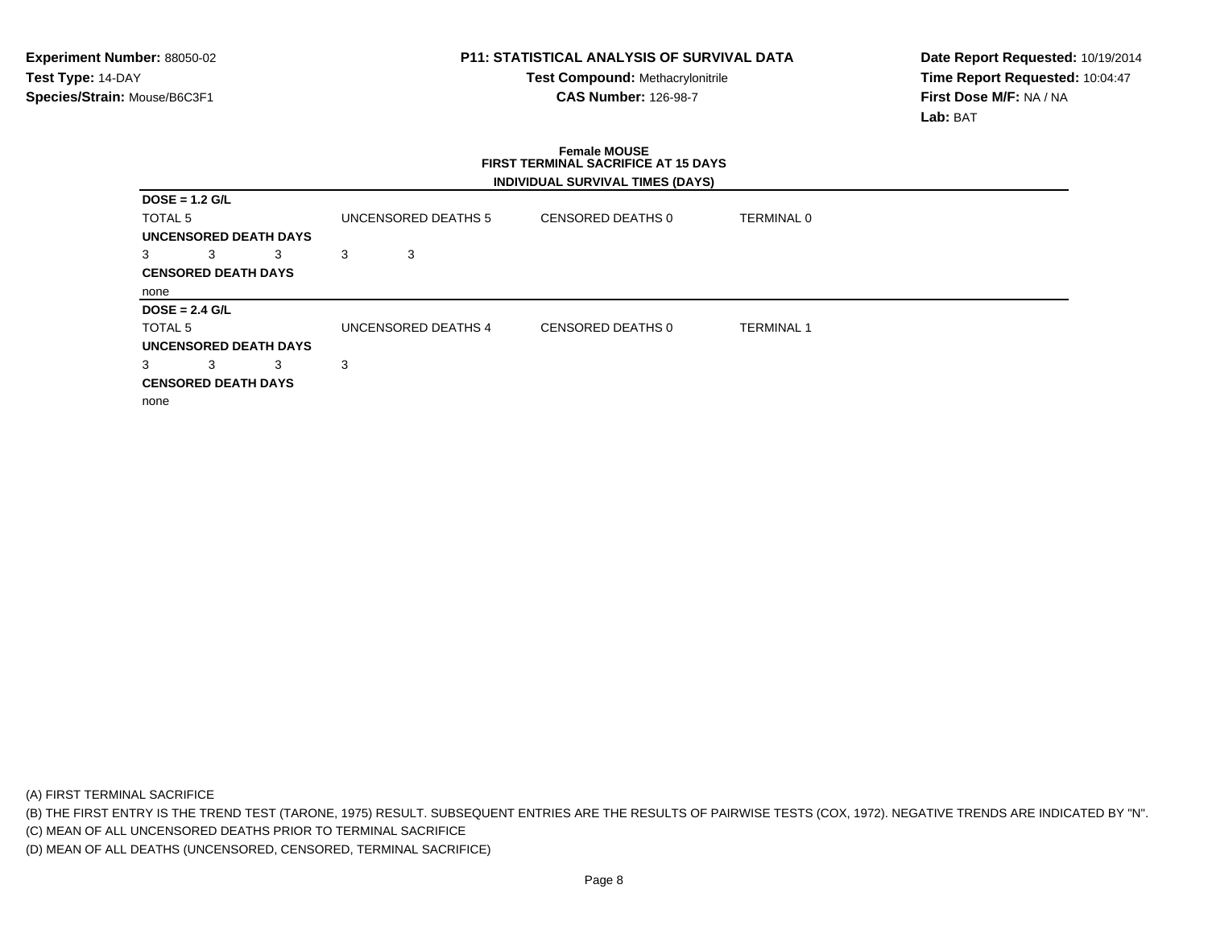**Experiment Number:** 88050-02
**Test Type:** 14-DAY
**Species/Strain:** Mouse/B6C3F1

**P11: STATISTICAL ANALYSIS OF SURVIVAL DATA**
**Test Compound:** Methacrylonitrile
**CAS Number:** 126-98-7

**Date Report Requested:** 10/19/2014
**Time Report Requested:** 10:04:47
**First Dose M/F:** NA / NA
**Lab:** BAT

**Female MOUSE**
**FIRST TERMINAL SACRIFICE AT 15 DAYS**
**INDIVIDUAL SURVIVAL TIMES (DAYS)**

**DOSE = 1.2 G/L**

TOTAL 5 | UNCENSORED DEATHS 5 | CENSORED DEATHS 0 | TERMINAL 0

**UNCENSORED DEATH DAYS**

3 3 3 3 3

**CENSORED DEATH DAYS**

none

**DOSE = 2.4 G/L**

TOTAL 5 | UNCENSORED DEATHS 4 | CENSORED DEATHS 0 | TERMINAL 1

**UNCENSORED DEATH DAYS**

3 3 3 3

**CENSORED DEATH DAYS**

none

(A) FIRST TERMINAL SACRIFICE
(B) THE FIRST ENTRY IS THE TREND TEST (TARONE, 1975) RESULT. SUBSEQUENT ENTRIES ARE THE RESULTS OF PAIRWISE TESTS (COX, 1972). NEGATIVE TRENDS ARE INDICATED BY "N".
(C) MEAN OF ALL UNCENSORED DEATHS PRIOR TO TERMINAL SACRIFICE
(D) MEAN OF ALL DEATHS (UNCENSORED, CENSORED, TERMINAL SACRIFICE)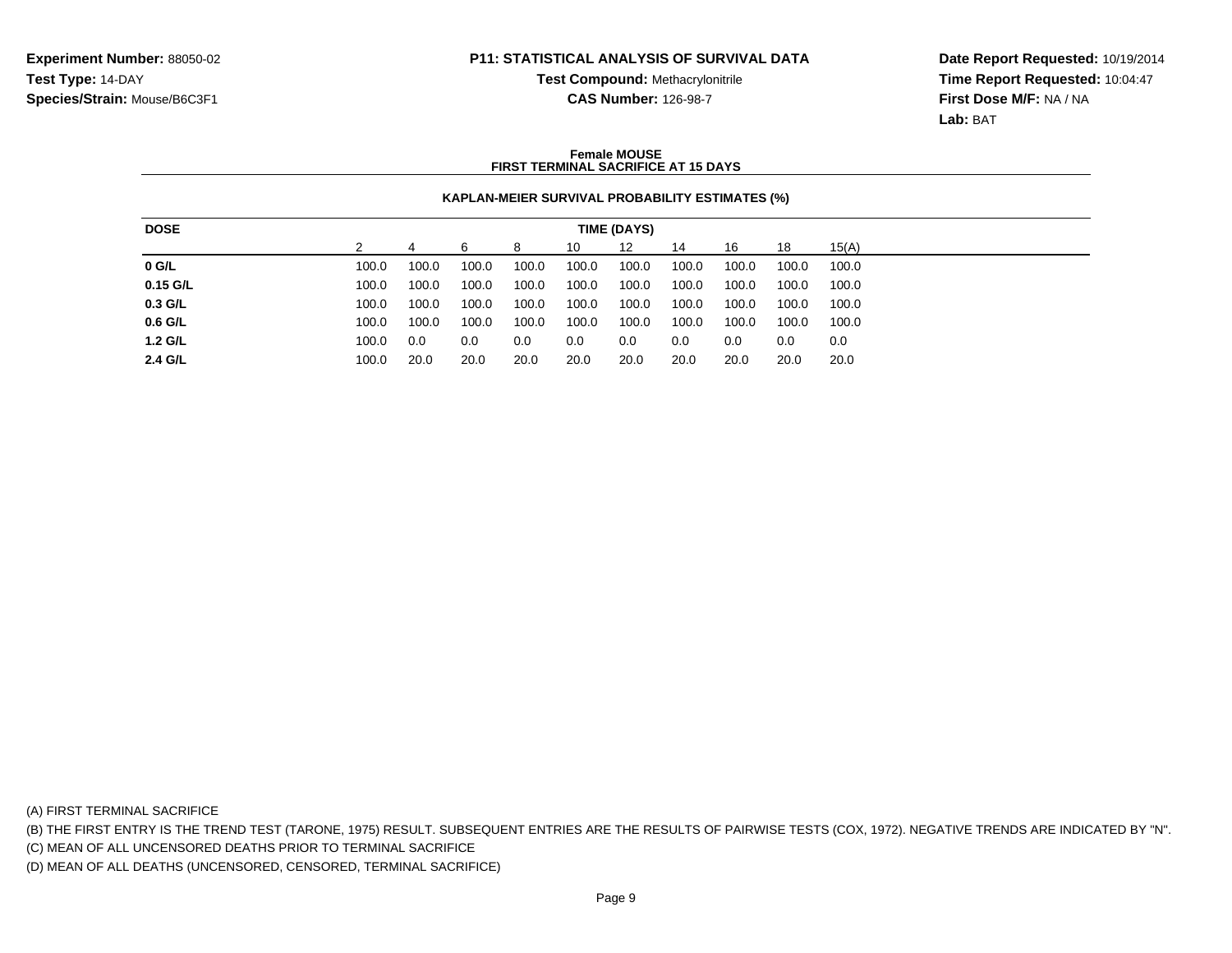**Experiment Number:** 88050-02
**Test Type:** 14-DAY
**Species/Strain:** Mouse/B6C3F1

**P11: STATISTICAL ANALYSIS OF SURVIVAL DATA**
**Test Compound:** Methacrylonitrile
**CAS Number:** 126-98-7

**Date Report Requested:** 10/19/2014
**Time Report Requested:** 10:04:47
**First Dose M/F:** NA / NA
**Lab:** BAT

### Female MOUSE
### FIRST TERMINAL SACRIFICE AT 15 DAYS

#### KAPLAN-MEIER SURVIVAL PROBABILITY ESTIMATES (%)

| DOSE | TIME (DAYS) | | | | | | | | | |
|---|---|---|---|---|---|---|---|---|---|---|
| | 2 | 4 | 6 | 8 | 10 | 12 | 14 | 16 | 18 | 15(A) |
| **0 G/L** | 100.0 | 100.0 | 100.0 | 100.0 | 100.0 | 100.0 | 100.0 | 100.0 | 100.0 | 100.0 |
| **0.15 G/L** | 100.0 | 100.0 | 100.0 | 100.0 | 100.0 | 100.0 | 100.0 | 100.0 | 100.0 | 100.0 |
| **0.3 G/L** | 100.0 | 100.0 | 100.0 | 100.0 | 100.0 | 100.0 | 100.0 | 100.0 | 100.0 | 100.0 |
| **0.6 G/L** | 100.0 | 100.0 | 100.0 | 100.0 | 100.0 | 100.0 | 100.0 | 100.0 | 100.0 | 100.0 |
| **1.2 G/L** | 100.0 | 0.0 | 0.0 | 0.0 | 0.0 | 0.0 | 0.0 | 0.0 | 0.0 | 0.0 |
| **2.4 G/L** | 100.0 | 20.0 | 20.0 | 20.0 | 20.0 | 20.0 | 20.0 | 20.0 | 20.0 | 20.0 |

(A) FIRST TERMINAL SACRIFICE

(B) THE FIRST ENTRY IS THE TREND TEST (TARONE, 1975) RESULT. SUBSEQUENT ENTRIES ARE THE RESULTS OF PAIRWISE TESTS (COX, 1972). NEGATIVE TRENDS ARE INDICATED BY "N".

(C) MEAN OF ALL UNCENSORED DEATHS PRIOR TO TERMINAL SACRIFICE

(D) MEAN OF ALL DEATHS (UNCENSORED, CENSORED, TERMINAL SACRIFICE)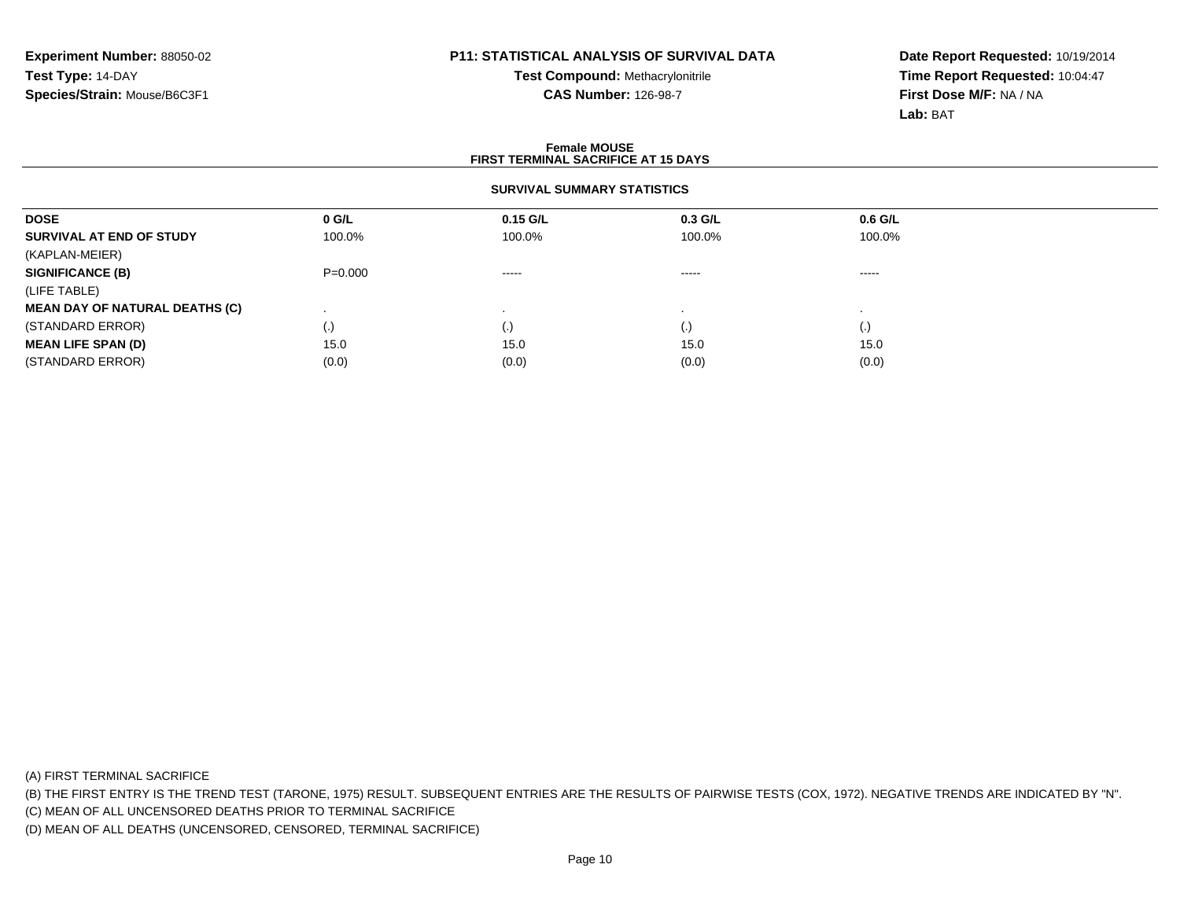**Experiment Number:** 88050-02
**Test Type:** 14-DAY
**Species/Strain:** Mouse/B6C3F1

**P11: STATISTICAL ANALYSIS OF SURVIVAL DATA**
**Test Compound:** Methacrylonitrile
**CAS Number:** 126-98-7

**Date Report Requested:** 10/19/2014
**Time Report Requested:** 10:04:47
**First Dose M/F:** NA / NA
**Lab:** BAT

**Female MOUSE**
**FIRST TERMINAL SACRIFICE AT 15 DAYS**

**SURVIVAL SUMMARY STATISTICS**

| DOSE | 0 G/L | 0.15 G/L | 0.3 G/L | 0.6 G/L |
|---|---|---|---|---|
| **SURVIVAL AT END OF STUDY** | 100.0% | 100.0% | 100.0% | 100.0% |
| (KAPLAN-MEIER) | | | | |
| **SIGNIFICANCE (B)** | P=0.000 | ----- | ----- | ----- |
| (LIFE TABLE) | | | | |
| **MEAN DAY OF NATURAL DEATHS (C)** | . | . | . | . |
| (STANDARD ERROR) | (.) | (.) | (.) | (.) |
| **MEAN LIFE SPAN (D)** | 15.0 | 15.0 | 15.0 | 15.0 |
| (STANDARD ERROR) | (0.0) | (0.0) | (0.0) | (0.0) |

(A) FIRST TERMINAL SACRIFICE
(B) THE FIRST ENTRY IS THE TREND TEST (TARONE, 1975) RESULT. SUBSEQUENT ENTRIES ARE THE RESULTS OF PAIRWISE TESTS (COX, 1972). NEGATIVE TRENDS ARE INDICATED BY "N".
(C) MEAN OF ALL UNCENSORED DEATHS PRIOR TO TERMINAL SACRIFICE
(D) MEAN OF ALL DEATHS (UNCENSORED, CENSORED, TERMINAL SACRIFICE)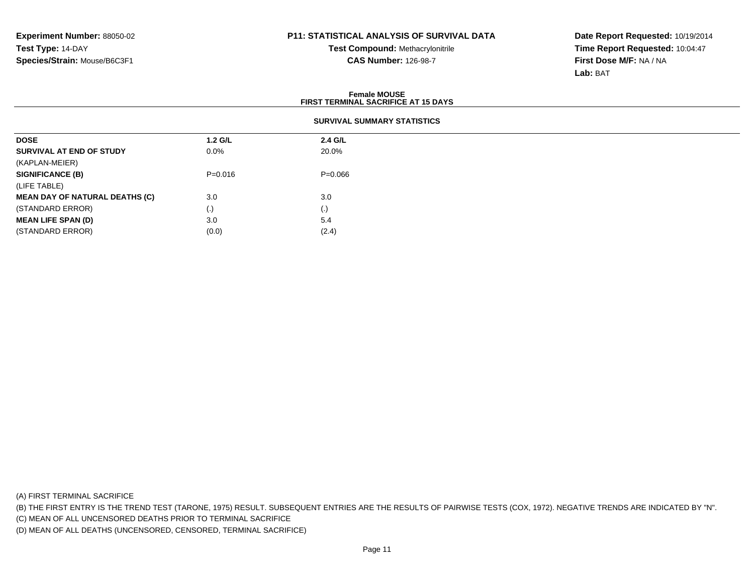**Experiment Number:** 88050-02
**Test Type:** 14-DAY
**Species/Strain:** Mouse/B6C3F1

**P11: STATISTICAL ANALYSIS OF SURVIVAL DATA**
**Test Compound:** Methacrylonitrile
**CAS Number:** 126-98-7

**Date Report Requested:** 10/19/2014
**Time Report Requested:** 10:04:47
**First Dose M/F:** NA / NA
**Lab:** BAT

**Female MOUSE**
**FIRST TERMINAL SACRIFICE AT 15 DAYS**

**SURVIVAL SUMMARY STATISTICS**

| DOSE | 1.2 G/L | 2.4 G/L |
|---|---|---|
| **SURVIVAL AT END OF STUDY** | 0.0% | 20.0% |
| (KAPLAN-MEIER) | | |
| **SIGNIFICANCE (B)** | P=0.016 | P=0.066 |
| (LIFE TABLE) | | |
| **MEAN DAY OF NATURAL DEATHS (C)** | 3.0 | 3.0 |
| (STANDARD ERROR) | (.) | (.) |
| **MEAN LIFE SPAN (D)** | 3.0 | 5.4 |
| (STANDARD ERROR) | (0.0) | (2.4) |

(A) FIRST TERMINAL SACRIFICE
(B) THE FIRST ENTRY IS THE TREND TEST (TARONE, 1975) RESULT. SUBSEQUENT ENTRIES ARE THE RESULTS OF PAIRWISE TESTS (COX, 1972). NEGATIVE TRENDS ARE INDICATED BY "N".
(C) MEAN OF ALL UNCENSORED DEATHS PRIOR TO TERMINAL SACRIFICE
(D) MEAN OF ALL DEATHS (UNCENSORED, CENSORED, TERMINAL SACRIFICE)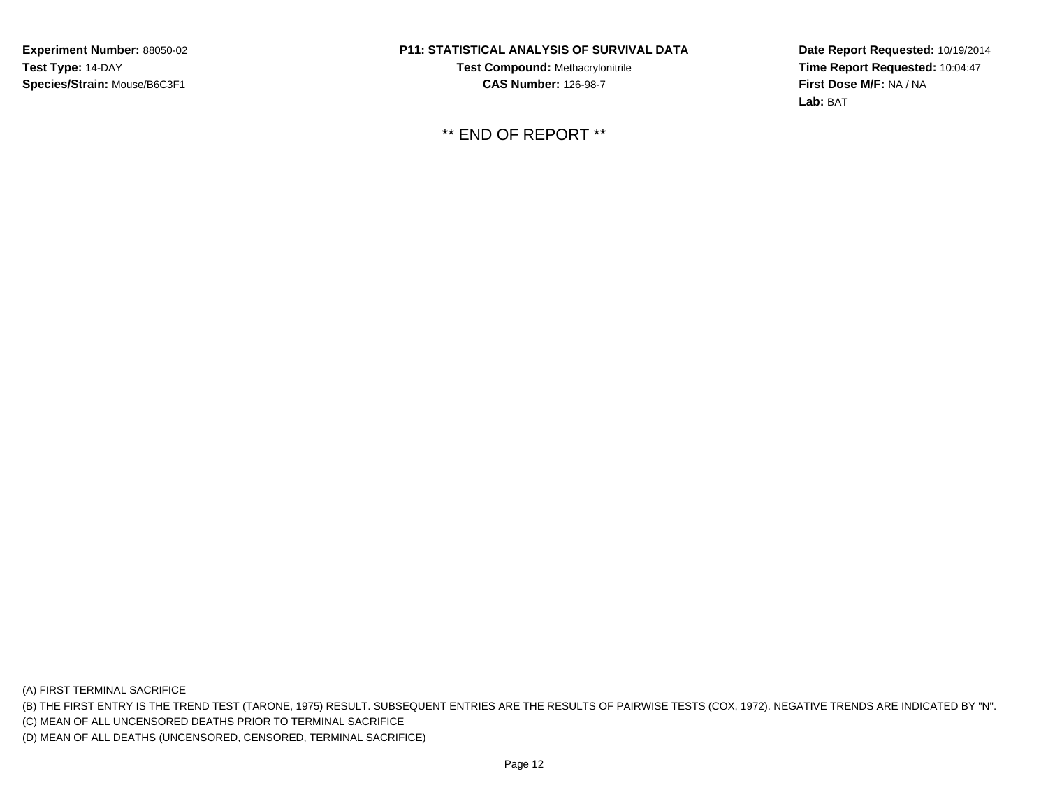**Experiment Number:** 88050-02
**Test Type:** 14-DAY
**Species/Strain:** Mouse/B6C3F1

**P11: STATISTICAL ANALYSIS OF SURVIVAL DATA**
**Test Compound:** Methacrylonitrile
**CAS Number:** 126-98-7

**Date Report Requested:** 10/19/2014
**Time Report Requested:** 10:04:47
**First Dose M/F:** NA / NA
**Lab:** BAT

** END OF REPORT **

(A) FIRST TERMINAL SACRIFICE
(B) THE FIRST ENTRY IS THE TREND TEST (TARONE, 1975) RESULT. SUBSEQUENT ENTRIES ARE THE RESULTS OF PAIRWISE TESTS (COX, 1972). NEGATIVE TRENDS ARE INDICATED BY "N".
(C) MEAN OF ALL UNCENSORED DEATHS PRIOR TO TERMINAL SACRIFICE
(D) MEAN OF ALL DEATHS (UNCENSORED, CENSORED, TERMINAL SACRIFICE)